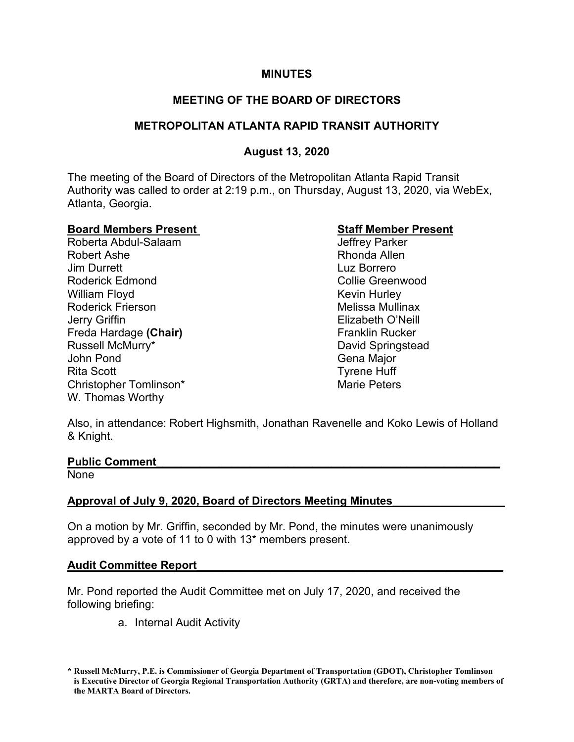**MINUTES**

**MEETING OF THE BOARD OF DIRECTORS**

**METROPOLITAN ATLANTA RAPID TRANSIT AUTHORITY**

**August 13, 2020**

The meeting of the Board of Directors of the Metropolitan Atlanta Rapid Transit Authority was called to order at 2:19 p.m., on Thursday, August 13, 2020, via WebEx, Atlanta, Georgia.

| **Board Members Present** | **Staff Member Present** |
|---|---|
| Roberta Abdul-Salaam | Jeffrey Parker |
| Robert Ashe | Rhonda Allen |
| Jim Durrett | Luz Borrero |
| Roderick Edmond | Collie Greenwood |
| William Floyd | Kevin Hurley |
| Roderick Frierson | Melissa Mullinax |
| Jerry Griffin | Elizabeth O'Neill |
| Freda Hardage **(Chair)** | Franklin Rucker |
| Russell McMurry* | David Springstead |
| John Pond | Gena Major |
| Rita Scott | Tyrene Huff |
| Christopher Tomlinson* | Marie Peters |
| W. Thomas Worthy | |

Also, in attendance: Robert Highsmith, Jonathan Ravenelle and Koko Lewis of Holland & Knight.

**Public Comment**

None

**Approval of July 9, 2020, Board of Directors Meeting Minutes**

On a motion by Mr. Griffin, seconded by Mr. Pond, the minutes were unanimously approved by a vote of 11 to 0 with 13* members present.

**Audit Committee Report**

Mr. Pond reported the Audit Committee met on July 17, 2020, and received the following briefing:

a. Internal Audit Activity

**\* Russell McMurry, P.E. is Commissioner of Georgia Department of Transportation (GDOT), Christopher Tomlinson is Executive Director of Georgia Regional Transportation Authority (GRTA) and therefore, are non-voting members of the MARTA Board of Directors.**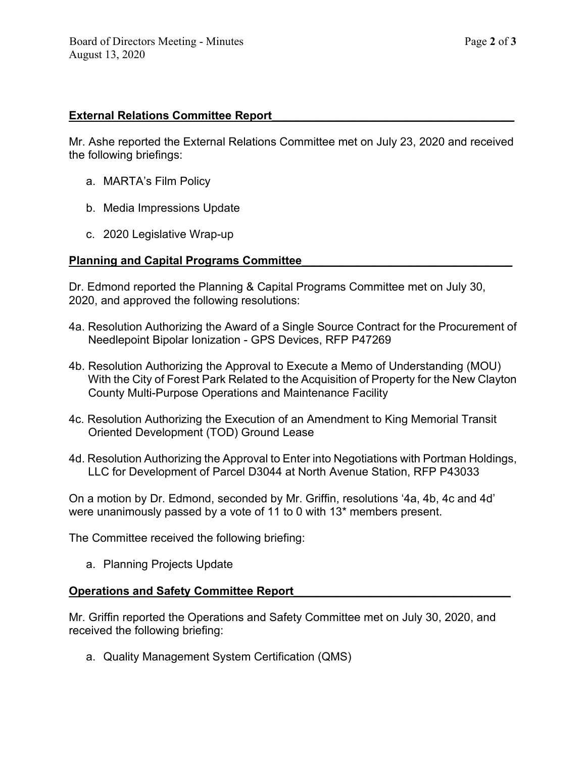## External Relations Committee Report

Mr. Ashe reported the External Relations Committee met on July 23, 2020 and received the following briefings:

a. MARTA's Film Policy

b. Media Impressions Update

c. 2020 Legislative Wrap-up

## Planning and Capital Programs Committee

Dr. Edmond reported the Planning & Capital Programs Committee met on July 30, 2020, and approved the following resolutions:

4a. Resolution Authorizing the Award of a Single Source Contract for the Procurement of Needlepoint Bipolar Ionization - GPS Devices, RFP P47269

4b. Resolution Authorizing the Approval to Execute a Memo of Understanding (MOU) With the City of Forest Park Related to the Acquisition of Property for the New Clayton County Multi-Purpose Operations and Maintenance Facility

4c. Resolution Authorizing the Execution of an Amendment to King Memorial Transit Oriented Development (TOD) Ground Lease

4d. Resolution Authorizing the Approval to Enter into Negotiations with Portman Holdings, LLC for Development of Parcel D3044 at North Avenue Station, RFP P43033

On a motion by Dr. Edmond, seconded by Mr. Griffin, resolutions '4a, 4b, 4c and 4d' were unanimously passed by a vote of 11 to 0 with 13* members present.

The Committee received the following briefing:

a. Planning Projects Update

## Operations and Safety Committee Report

Mr. Griffin reported the Operations and Safety Committee met on July 30, 2020, and received the following briefing:

a. Quality Management System Certification (QMS)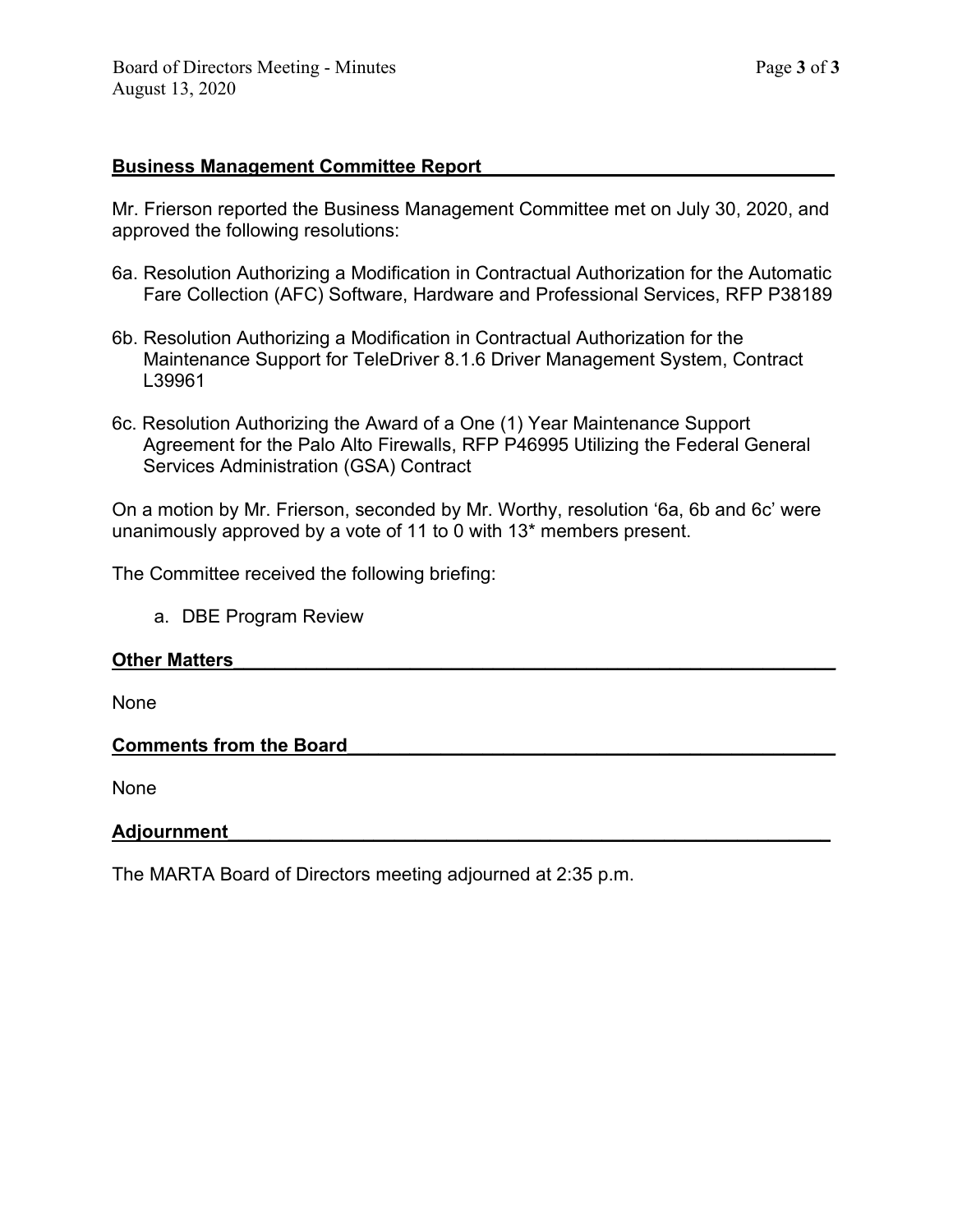**Business Management Committee Report**

Mr. Frierson reported the Business Management Committee met on July 30, 2020, and approved the following resolutions:

6a. Resolution Authorizing a Modification in Contractual Authorization for the Automatic Fare Collection (AFC) Software, Hardware and Professional Services, RFP P38189

6b. Resolution Authorizing a Modification in Contractual Authorization for the Maintenance Support for TeleDriver 8.1.6 Driver Management System, Contract L39961

6c. Resolution Authorizing the Award of a One (1) Year Maintenance Support Agreement for the Palo Alto Firewalls, RFP P46995 Utilizing the Federal General Services Administration (GSA) Contract

On a motion by Mr. Frierson, seconded by Mr. Worthy, resolution '6a, 6b and 6c' were unanimously approved by a vote of 11 to 0 with 13* members present.

The Committee received the following briefing:

a. DBE Program Review

**Other Matters**

None

**Comments from the Board**

None

**Adjournment**

The MARTA Board of Directors meeting adjourned at 2:35 p.m.